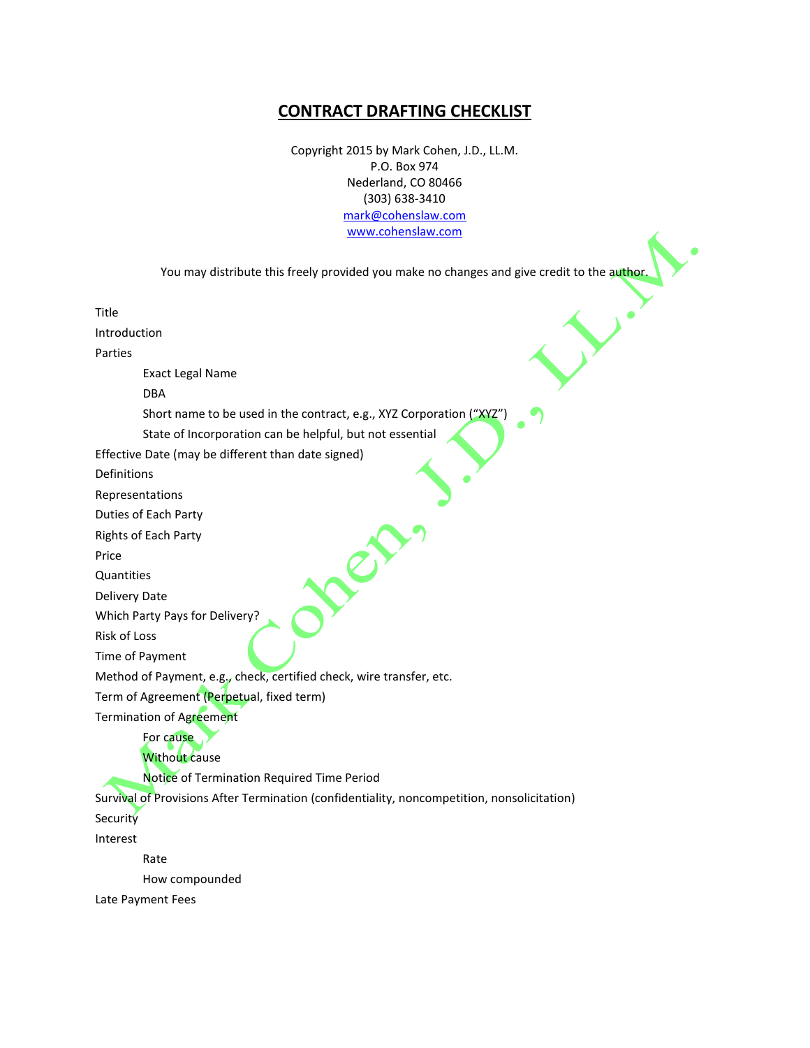# CONTRACT DRAFTING CHECKLIST

Copyright 2015 by Mark Cohen, J.D., LL.M.
P.O. Box 974
Nederland, CO 80466
(303) 638-3410
mark@cohenslaw.com
www.cohenslaw.com

You may distribute this freely provided you make no changes and give credit to the author.

Title

Introduction

Parties

- Exact Legal Name
- DBA
- Short name to be used in the contract, e.g., XYZ Corporation ("XYZ")
- State of Incorporation can be helpful, but not essential

Effective Date (may be different than date signed)

Definitions

Representations

Duties of Each Party

Rights of Each Party

Price

Quantities

Delivery Date

Which Party Pays for Delivery?

Risk of Loss

Time of Payment

Method of Payment, e.g., check, certified check, wire transfer, etc.

Term of Agreement (Perpetual, fixed term)

Termination of Agreement

- For cause
- Without cause
- Notice of Termination Required Time Period

Survival of Provisions After Termination (confidentiality, noncompetition, nonsolicitation)

Security

Interest

- Rate
- How compounded

Late Payment Fees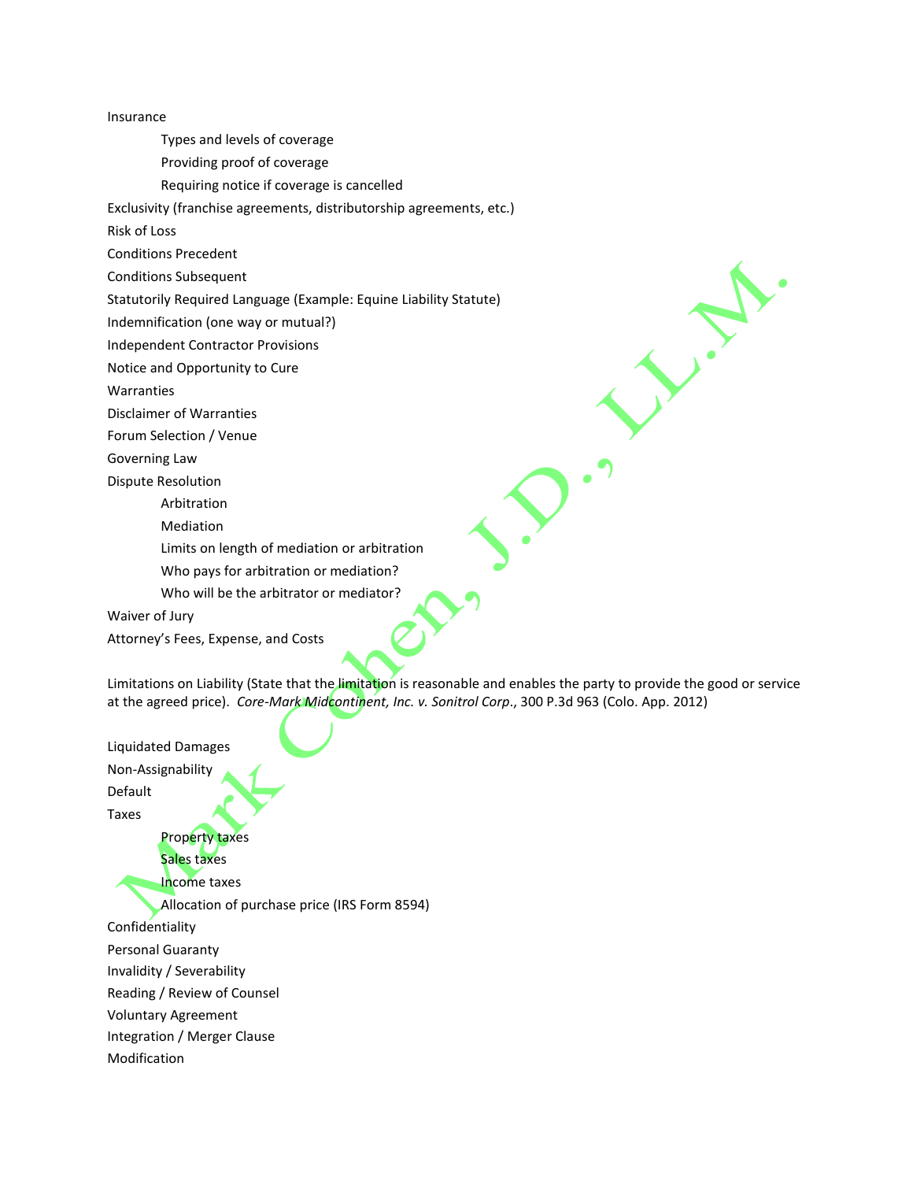Insurance

- Types and levels of coverage
- Providing proof of coverage
- Requiring notice if coverage is cancelled

Exclusivity (franchise agreements, distributorship agreements, etc.)

Risk of Loss

Conditions Precedent

Conditions Subsequent

Statutorily Required Language (Example: Equine Liability Statute)

Indemnification (one way or mutual?)

Independent Contractor Provisions

Notice and Opportunity to Cure

Warranties

Disclaimer of Warranties

Forum Selection / Venue

Governing Law

Dispute Resolution

- Arbitration
- Mediation
- Limits on length of mediation or arbitration
- Who pays for arbitration or mediation?
- Who will be the arbitrator or mediator?

Waiver of Jury

Attorney's Fees, Expense, and Costs

Limitations on Liability (State that the limitation is reasonable and enables the party to provide the good or service at the agreed price). *Core-Mark Midcontinent, Inc. v. Sonitrol Corp.*, 300 P.3d 963 (Colo. App. 2012)

Liquidated Damages

Non-Assignability

Default

Taxes

- Property taxes
- Sales taxes
- Income taxes
- Allocation of purchase price (IRS Form 8594)

Confidentiality

Personal Guaranty

Invalidity / Severability

Reading / Review of Counsel

Voluntary Agreement

Integration / Merger Clause

Modification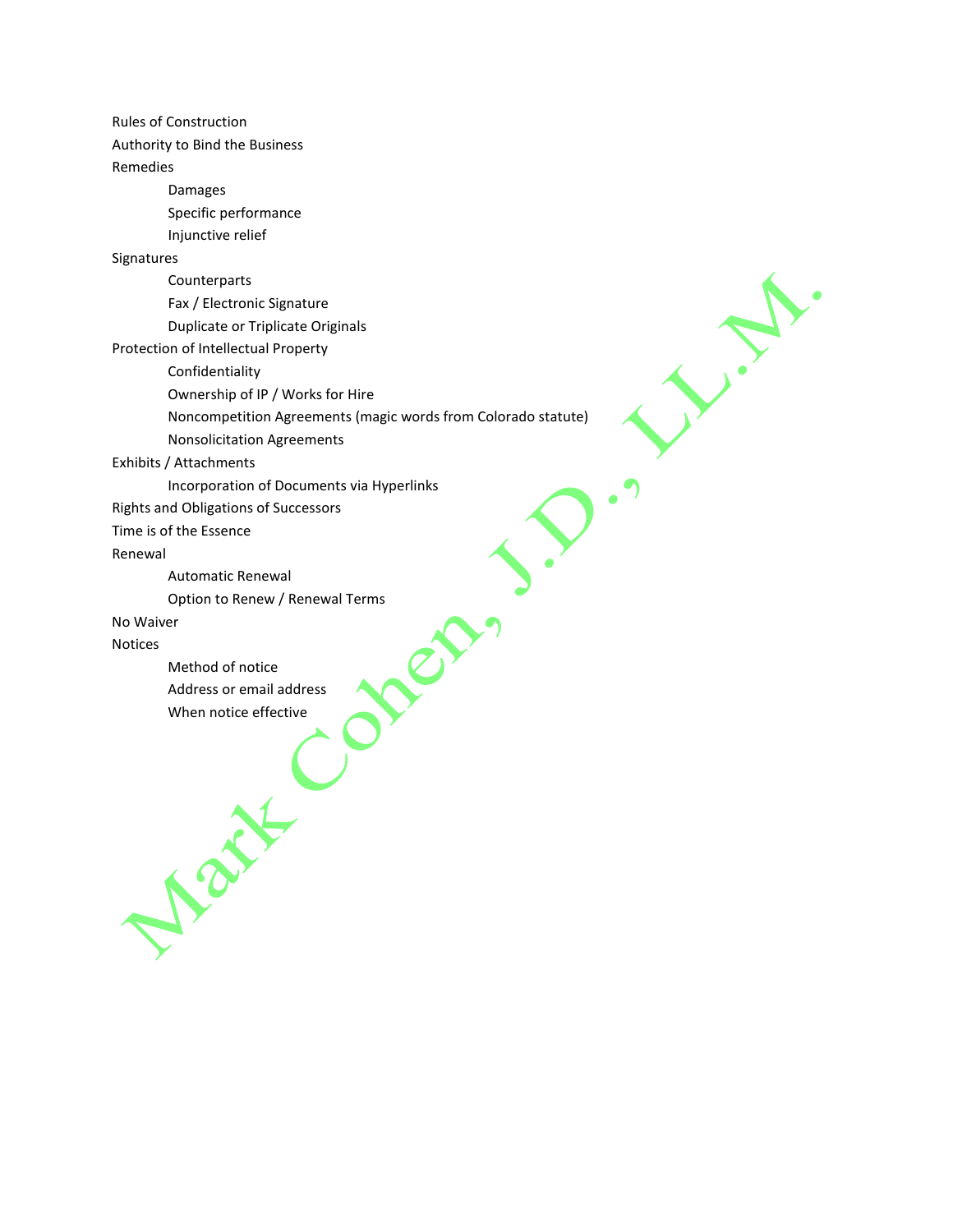- Rules of Construction
- Authority to Bind the Business
- Remedies
    - Damages
    - Specific performance
    - Injunctive relief
- Signatures
    - Counterparts
    - Fax / Electronic Signature
    - Duplicate or Triplicate Originals
- Protection of Intellectual Property
    - Confidentiality
    - Ownership of IP / Works for Hire
    - Noncompetition Agreements (magic words from Colorado statute)
    - Nonsolicitation Agreements
- Exhibits / Attachments
    - Incorporation of Documents via Hyperlinks
- Rights and Obligations of Successors
- Time is of the Essence
- Renewal
    - Automatic Renewal
    - Option to Renew / Renewal Terms
- No Waiver
- Notices
    - Method of notice
    - Address or email address
    - When notice effective